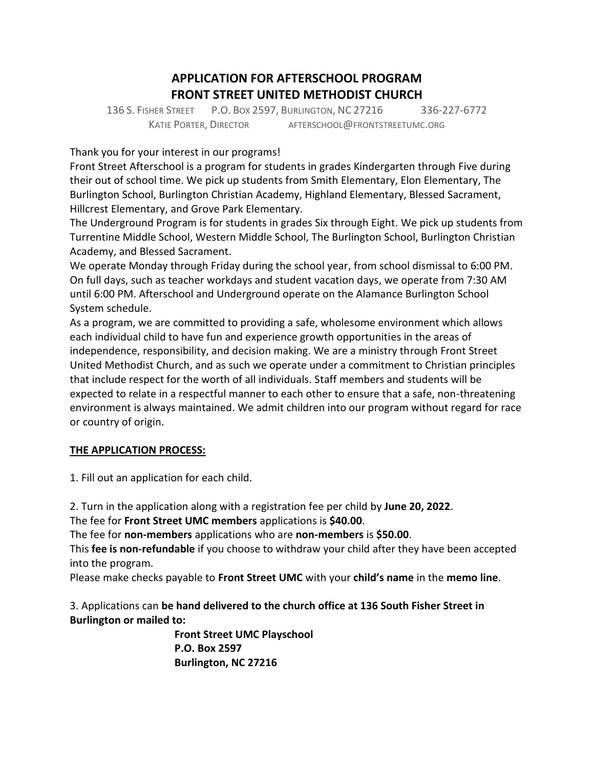# APPLICATION FOR AFTERSCHOOL PROGRAM
# FRONT STREET UNITED METHODIST CHURCH

136 S. FISHER STREET P.O. BOX 2597, BURLINGTON, NC 27216 336-227-6772
KATIE PORTER, DIRECTOR AFTERSCHOOL@FRONTSTREETUMC.ORG

Thank you for your interest in our programs!
Front Street Afterschool is a program for students in grades Kindergarten through Five during their out of school time. We pick up students from Smith Elementary, Elon Elementary, The Burlington School, Burlington Christian Academy, Highland Elementary, Blessed Sacrament, Hillcrest Elementary, and Grove Park Elementary.
The Underground Program is for students in grades Six through Eight. We pick up students from Turrentine Middle School, Western Middle School, The Burlington School, Burlington Christian Academy, and Blessed Sacrament.
We operate Monday through Friday during the school year, from school dismissal to 6:00 PM. On full days, such as teacher workdays and student vacation days, we operate from 7:30 AM until 6:00 PM. Afterschool and Underground operate on the Alamance Burlington School System schedule.
As a program, we are committed to providing a safe, wholesome environment which allows each individual child to have fun and experience growth opportunities in the areas of independence, responsibility, and decision making. We are a ministry through Front Street United Methodist Church, and as such we operate under a commitment to Christian principles that include respect for the worth of all individuals. Staff members and students will be expected to relate in a respectful manner to each other to ensure that a safe, non-threatening environment is always maintained. We admit children into our program without regard for race or country of origin.

## THE APPLICATION PROCESS:

1. Fill out an application for each child.

2. Turn in the application along with a registration fee per child by **June 20, 2022**.
The fee for **Front Street UMC members** applications is **$40.00**.
The fee for **non-members** applications who are **non-members** is **$50.00**.
This **fee is non-refundable** if you choose to withdraw your child after they have been accepted into the program.
Please make checks payable to **Front Street UMC** with your **child's name** in the **memo line**.

3. Applications can **be hand delivered to the church office at 136 South Fisher Street in Burlington or mailed to:**

**Front Street UMC Playschool**
**P.O. Box 2597**
**Burlington, NC 27216**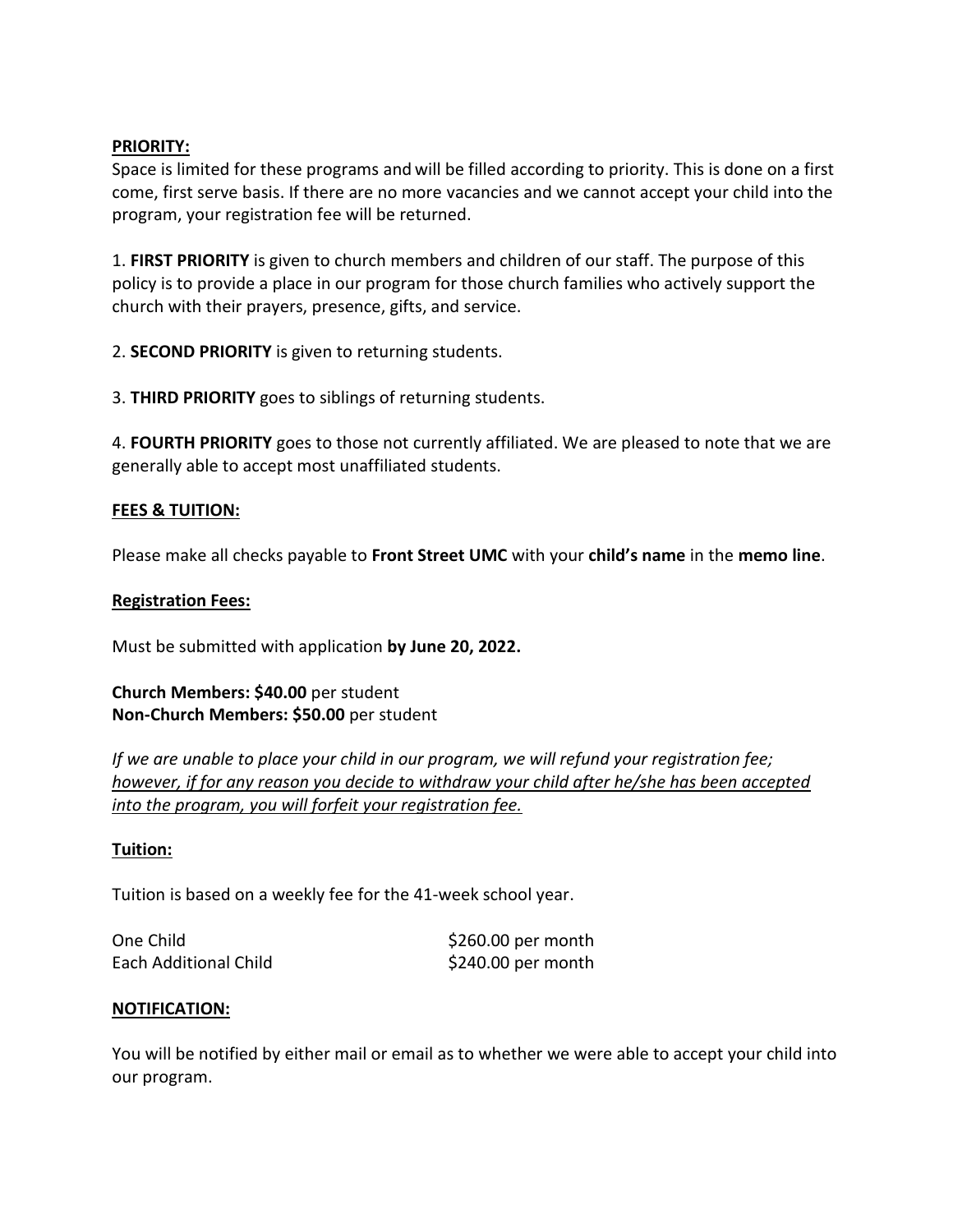**PRIORITY:**

Space is limited for these programs and will be filled according to priority. This is done on a first come, first serve basis. If there are no more vacancies and we cannot accept your child into the program, your registration fee will be returned.

1. **FIRST PRIORITY** is given to church members and children of our staff. The purpose of this policy is to provide a place in our program for those church families who actively support the church with their prayers, presence, gifts, and service.

2. **SECOND PRIORITY** is given to returning students.

3. **THIRD PRIORITY** goes to siblings of returning students.

4. **FOURTH PRIORITY** goes to those not currently affiliated. We are pleased to note that we are generally able to accept most unaffiliated students.

**FEES & TUITION:**

Please make all checks payable to **Front Street UMC** with your **child's name** in the **memo line**.

**Registration Fees:**

Must be submitted with application **by June 20, 2022.**

**Church Members: $40.00** per student
**Non-Church Members: $50.00** per student

*If we are unable to place your child in our program, we will refund your registration fee; however, if for any reason you decide to withdraw your child after he/she has been accepted into the program, you will forfeit your registration fee.*

**Tuition:**

Tuition is based on a weekly fee for the 41-week school year.

| | |
|---|---|
| One Child | $260.00 per month |
| Each Additional Child | $240.00 per month |

**NOTIFICATION:**

You will be notified by either mail or email as to whether we were able to accept your child into our program.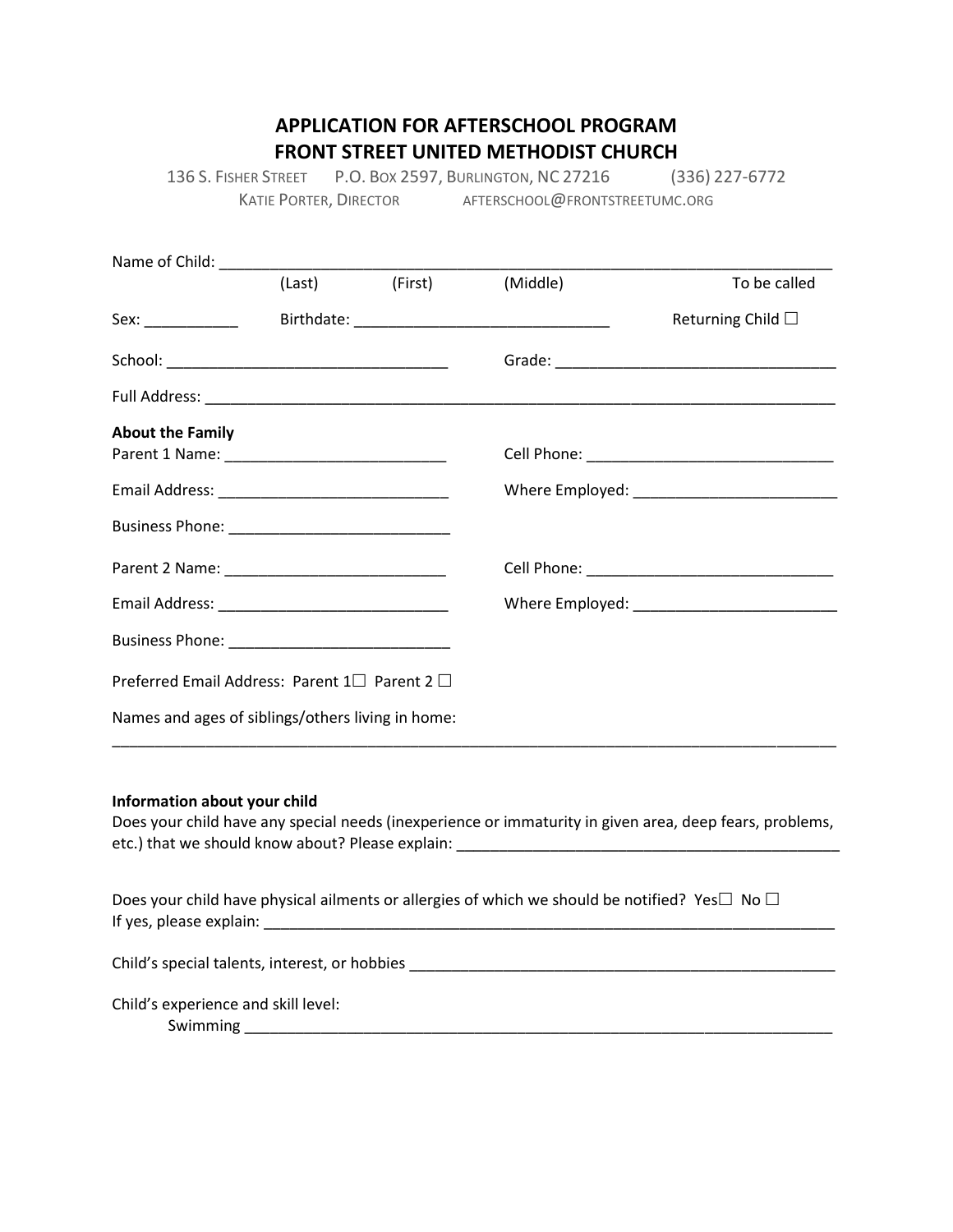## APPLICATION FOR AFTERSCHOOL PROGRAM
## FRONT STREET UNITED METHODIST CHURCH

136 S. Fisher Street    P.O. Box 2597, Burlington, NC 27216    (336) 227-6772
Katie Porter, Director    afterschool@frontstreetumc.org

Name of Child: ___________________________________________________________________________
(Last)    (First)    (Middle)    To be called

Sex: ___________    Birthdate: ______________________________    Returning Child ☐

School: __________________________________    Grade: _________________________________

Full Address: _____________________________________________________________________________

**About the Family**

Parent 1 Name: __________________________    Cell Phone: _____________________________

Email Address: ___________________________    Where Employed: ________________________

Business Phone: __________________________

Parent 2 Name: __________________________    Cell Phone: _____________________________

Email Address: ___________________________    Where Employed: ________________________

Business Phone: __________________________

Preferred Email Address: Parent 1☐ Parent 2 ☐

Names and ages of siblings/others living in home:
_____________________________________________________________________________________

**Information about your child**

Does your child have any special needs (inexperience or immaturity in given area, deep fears, problems, etc.) that we should know about? Please explain: ______________________________________________

Does your child have physical ailments or allergies of which we should be notified? Yes☐ No ☐
If yes, please explain: _____________________________________________________________________

Child's special talents, interest, or hobbies ___________________________________________________

Child's experience and skill level:
Swimming ________________________________________________________________________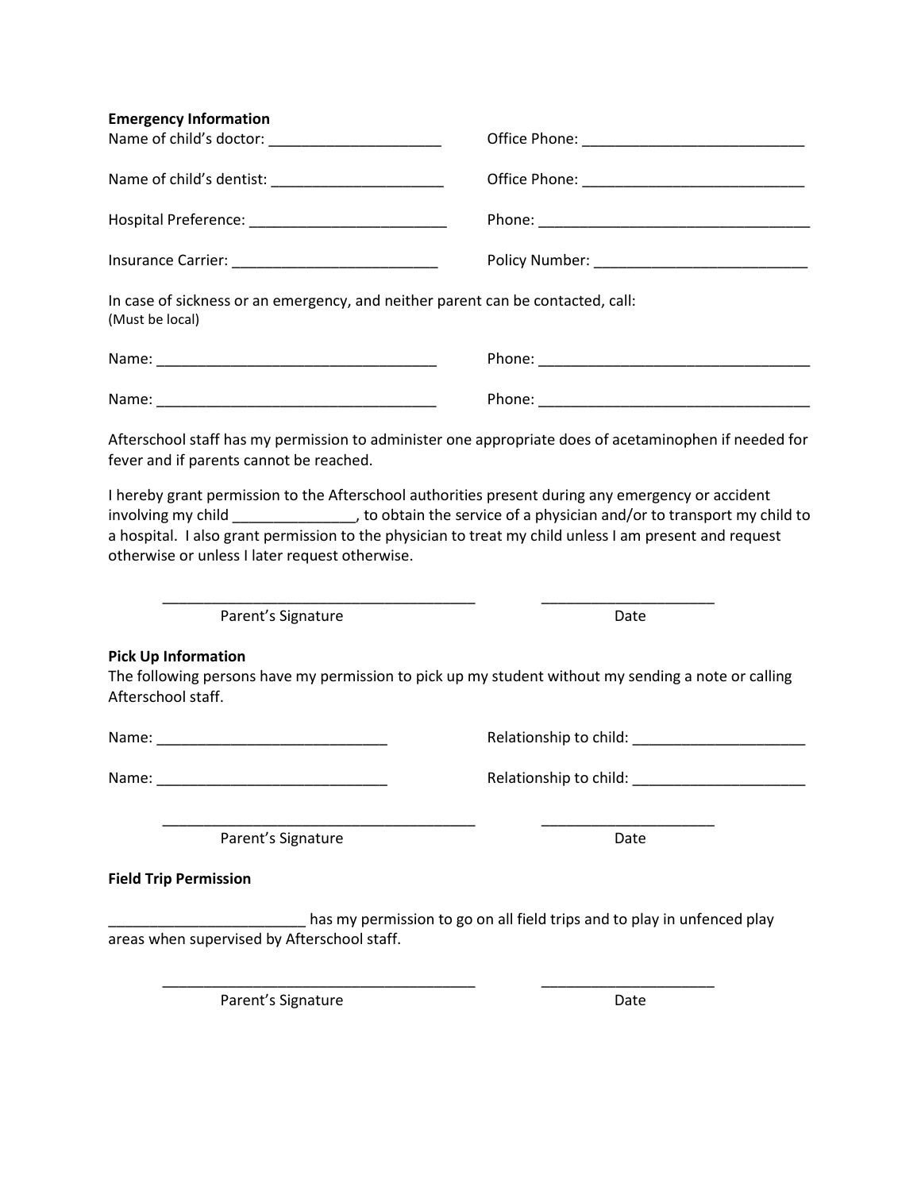**Emergency Information**

Name of child's doctor: ______________________ Office Phone: ____________________________

Name of child's dentist: ______________________ Office Phone: ____________________________

Hospital Preference: _________________________ Phone: __________________________________

Insurance Carrier: __________________________ Policy Number: ___________________________

In case of sickness or an emergency, and neither parent can be contacted, call:
(Must be local)

Name: ____________________________________ Phone: __________________________________

Name: ____________________________________ Phone: __________________________________

Afterschool staff has my permission to administer one appropriate does of acetaminophen if needed for fever and if parents cannot be reached.

I hereby grant permission to the Afterschool authorities present during any emergency or accident involving my child _______________, to obtain the service of a physician and/or to transport my child to a hospital. I also grant permission to the physician to treat my child unless I am present and request otherwise or unless I later request otherwise.

________________________________________ ______________________
Parent's Signature Date

**Pick Up Information**

The following persons have my permission to pick up my student without my sending a note or calling Afterschool staff.

Name: ____________________________ Relationship to child: ______________________

Name: ____________________________ Relationship to child: ______________________

________________________________________ ______________________
Parent's Signature Date

**Field Trip Permission**

________________________ has my permission to go on all field trips and to play in unfenced play areas when supervised by Afterschool staff.

________________________________________ ______________________
Parent's Signature Date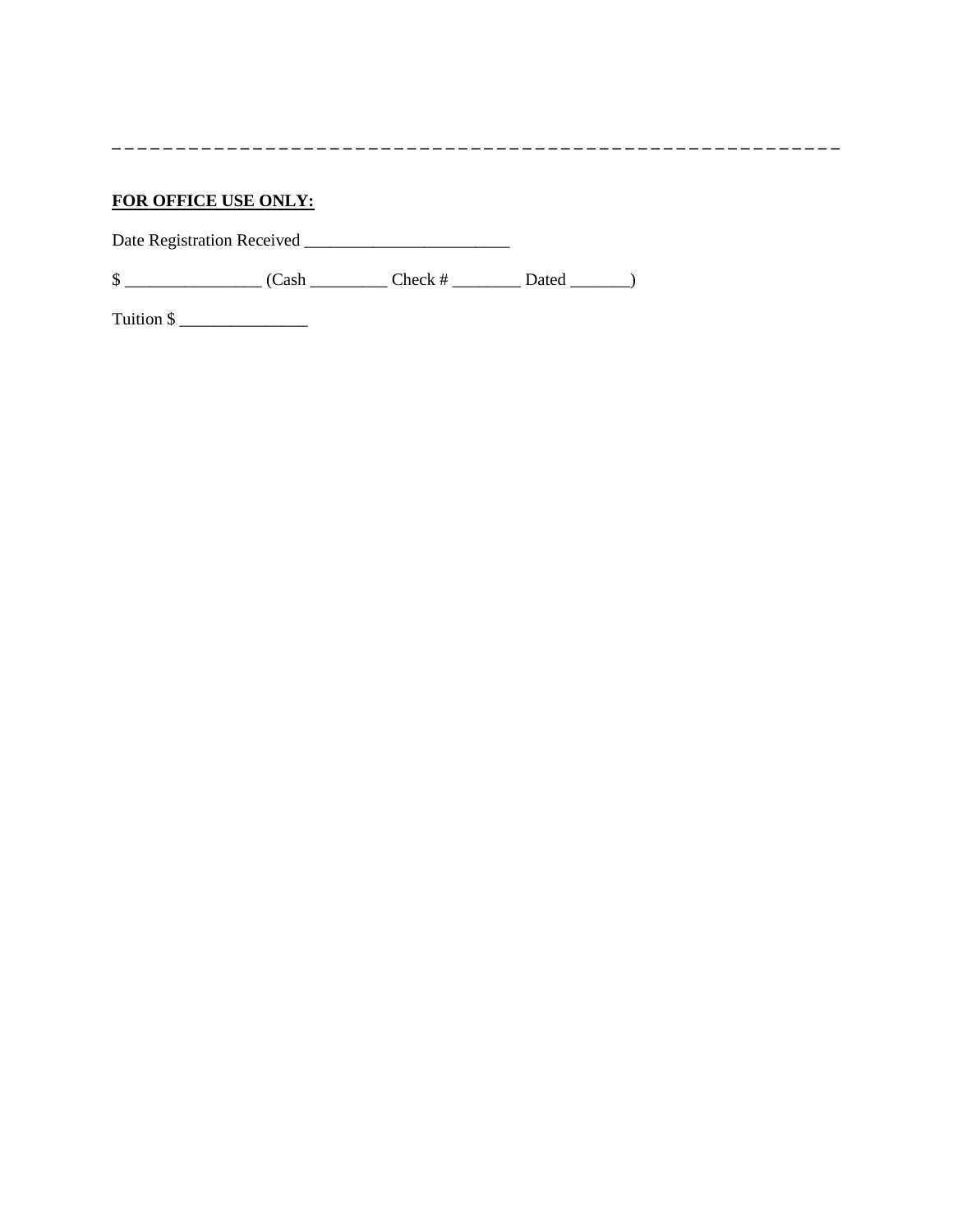- - - - - - - - - - - - - - - - - - - - - - - - - - - - - - - - - - - - - - - - - - - - - - - - - - - - - - - - - - - - - -

**FOR OFFICE USE ONLY:**

Date Registration Received ________________________

$ ________________ (Cash _________ Check # ________ Dated _______)

Tuition $ _______________